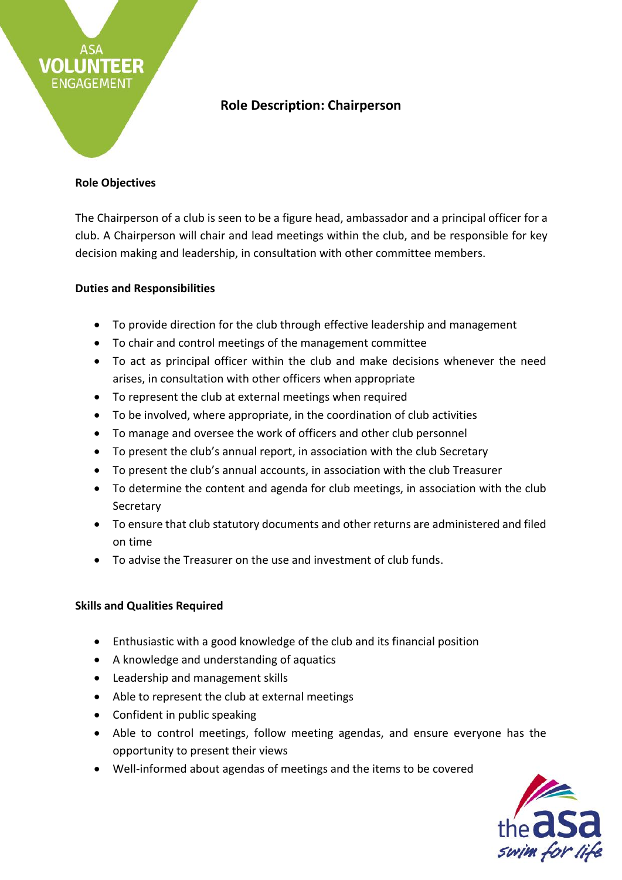# Role Description: Chairperson

## Role Objectives

The Chairperson of a club is seen to be a figure head, ambassador and a principal officer for a club. A Chairperson will chair and lead meetings within the club, and be responsible for key decision making and leadership, in consultation with other committee members.

## Duties and Responsibilities

- To provide direction for the club through effective leadership and management
- To chair and control meetings of the management committee
- To act as principal officer within the club and make decisions whenever the need arises, in consultation with other officers when appropriate
- To represent the club at external meetings when required
- To be involved, where appropriate, in the coordination of club activities
- To manage and oversee the work of officers and other club personnel
- To present the club's annual report, in association with the club Secretary
- To present the club's annual accounts, in association with the club Treasurer
- To determine the content and agenda for club meetings, in association with the club Secretary
- To ensure that club statutory documents and other returns are administered and filed on time
- To advise the Treasurer on the use and investment of club funds.

## Skills and Qualities Required

- Enthusiastic with a good knowledge of the club and its financial position
- A knowledge and understanding of aquatics
- Leadership and management skills
- Able to represent the club at external meetings
- Confident in public speaking
- Able to control meetings, follow meeting agendas, and ensure everyone has the opportunity to present their views
- Well-informed about agendas of meetings and the items to be covered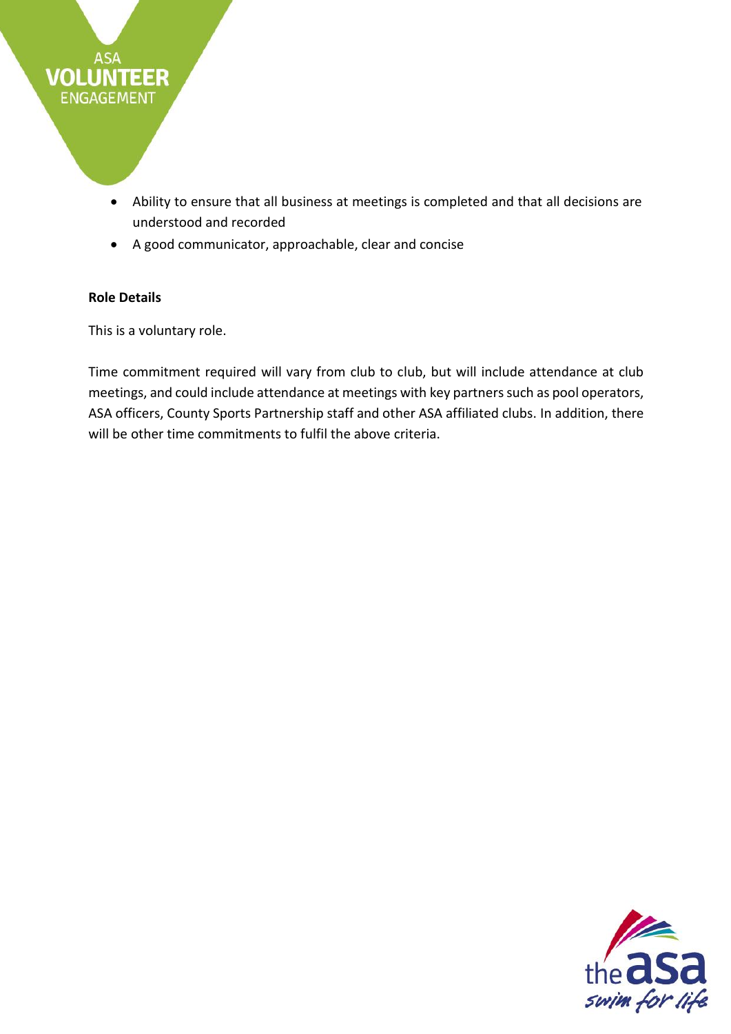- Ability to ensure that all business at meetings is completed and that all decisions are understood and recorded
- A good communicator, approachable, clear and concise

**Role Details**

This is a voluntary role.

Time commitment required will vary from club to club, but will include attendance at club meetings, and could include attendance at meetings with key partners such as pool operators, ASA officers, County Sports Partnership staff and other ASA affiliated clubs. In addition, there will be other time commitments to fulfil the above criteria.